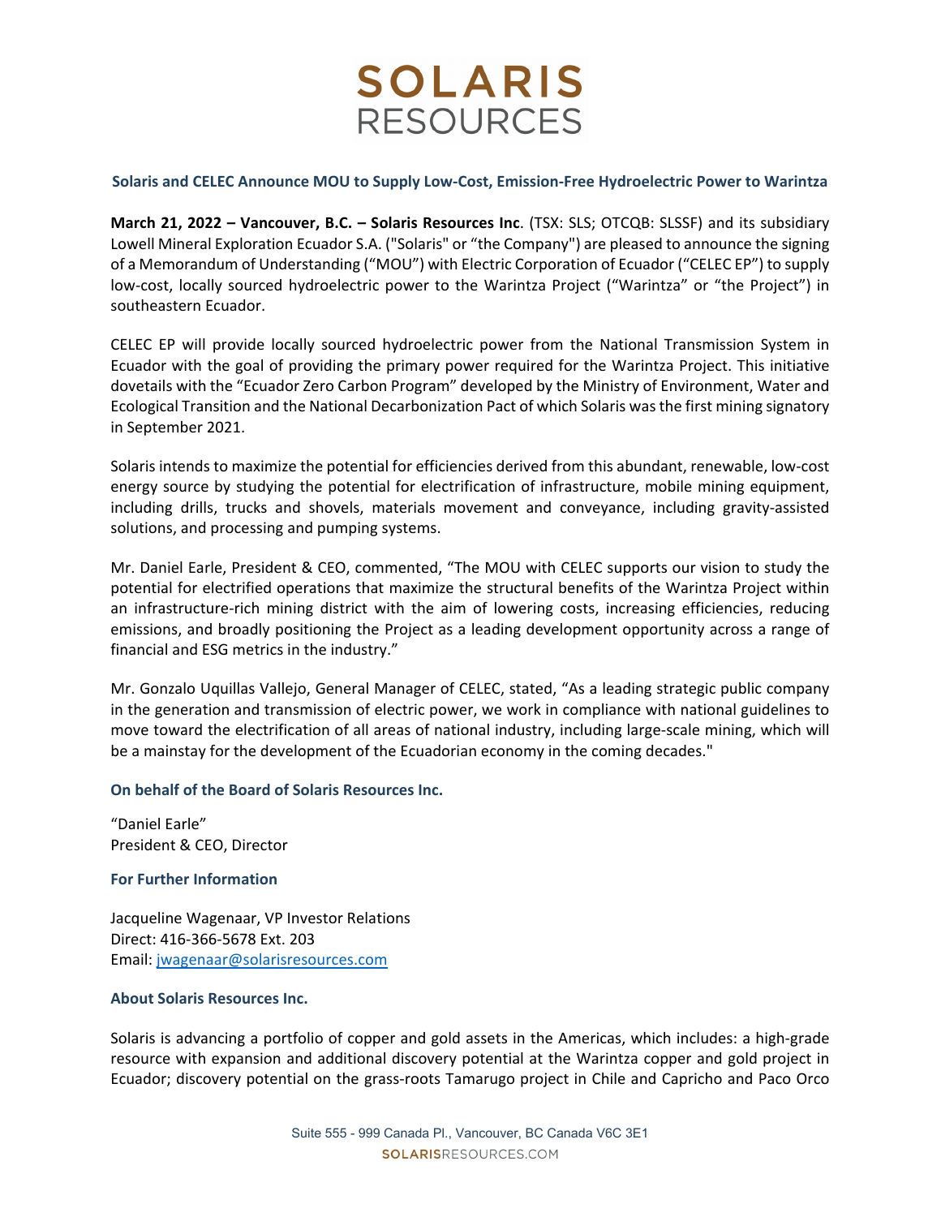# SOLARIS RESOURCES

## Solaris and CELEC Announce MOU to Supply Low-Cost, Emission-Free Hydroelectric Power to Warintza

**March 21, 2022 – Vancouver, B.C. – Solaris Resources Inc**. (TSX: SLS; OTCQB: SLSSF) and its subsidiary Lowell Mineral Exploration Ecuador S.A. ("Solaris" or "the Company") are pleased to announce the signing of a Memorandum of Understanding ("MOU") with Electric Corporation of Ecuador ("CELEC EP") to supply low-cost, locally sourced hydroelectric power to the Warintza Project ("Warintza" or "the Project") in southeastern Ecuador.

CELEC EP will provide locally sourced hydroelectric power from the National Transmission System in Ecuador with the goal of providing the primary power required for the Warintza Project. This initiative dovetails with the "Ecuador Zero Carbon Program" developed by the Ministry of Environment, Water and Ecological Transition and the National Decarbonization Pact of which Solaris was the first mining signatory in September 2021.

Solaris intends to maximize the potential for efficiencies derived from this abundant, renewable, low-cost energy source by studying the potential for electrification of infrastructure, mobile mining equipment, including drills, trucks and shovels, materials movement and conveyance, including gravity-assisted solutions, and processing and pumping systems.

Mr. Daniel Earle, President & CEO, commented, "The MOU with CELEC supports our vision to study the potential for electrified operations that maximize the structural benefits of the Warintza Project within an infrastructure-rich mining district with the aim of lowering costs, increasing efficiencies, reducing emissions, and broadly positioning the Project as a leading development opportunity across a range of financial and ESG metrics in the industry."

Mr. Gonzalo Uquillas Vallejo, General Manager of CELEC, stated, "As a leading strategic public company in the generation and transmission of electric power, we work in compliance with national guidelines to move toward the electrification of all areas of national industry, including large-scale mining, which will be a mainstay for the development of the Ecuadorian economy in the coming decades."

### On behalf of the Board of Solaris Resources Inc.

"Daniel Earle"
President & CEO, Director

### For Further Information

Jacqueline Wagenaar, VP Investor Relations
Direct: 416-366-5678 Ext. 203
Email: jwagenaar@solarisresources.com

### About Solaris Resources Inc.

Solaris is advancing a portfolio of copper and gold assets in the Americas, which includes: a high-grade resource with expansion and additional discovery potential at the Warintza copper and gold project in Ecuador; discovery potential on the grass-roots Tamarugo project in Chile and Capricho and Paco Orco

Suite 555 - 999 Canada Pl., Vancouver, BC Canada V6C 3E1
SOLARISRESOURCES.COM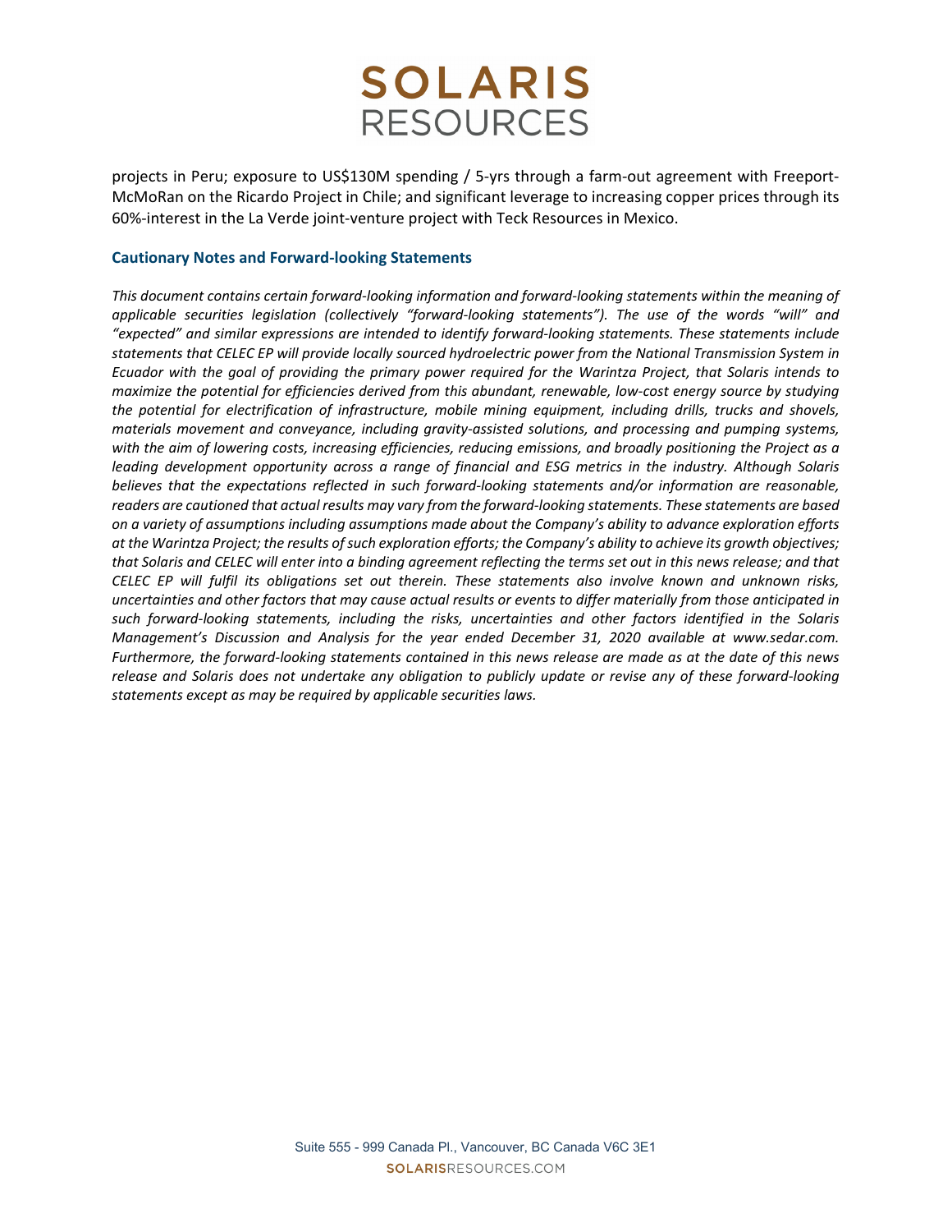projects in Peru; exposure to US$130M spending / 5-yrs through a farm-out agreement with Freeport-McMoRan on the Ricardo Project in Chile; and significant leverage to increasing copper prices through its 60%-interest in the La Verde joint-venture project with Teck Resources in Mexico.

### Cautionary Notes and Forward-looking Statements

*This document contains certain forward-looking information and forward-looking statements within the meaning of applicable securities legislation (collectively "forward-looking statements"). The use of the words "will" and "expected" and similar expressions are intended to identify forward-looking statements. These statements include statements that CELEC EP will provide locally sourced hydroelectric power from the National Transmission System in Ecuador with the goal of providing the primary power required for the Warintza Project, that Solaris intends to maximize the potential for efficiencies derived from this abundant, renewable, low-cost energy source by studying the potential for electrification of infrastructure, mobile mining equipment, including drills, trucks and shovels, materials movement and conveyance, including gravity-assisted solutions, and processing and pumping systems, with the aim of lowering costs, increasing efficiencies, reducing emissions, and broadly positioning the Project as a leading development opportunity across a range of financial and ESG metrics in the industry. Although Solaris believes that the expectations reflected in such forward-looking statements and/or information are reasonable, readers are cautioned that actual results may vary from the forward-looking statements. These statements are based on a variety of assumptions including assumptions made about the Company's ability to advance exploration efforts at the Warintza Project; the results of such exploration efforts; the Company's ability to achieve its growth objectives; that Solaris and CELEC will enter into a binding agreement reflecting the terms set out in this news release; and that CELEC EP will fulfil its obligations set out therein. These statements also involve known and unknown risks, uncertainties and other factors that may cause actual results or events to differ materially from those anticipated in such forward-looking statements, including the risks, uncertainties and other factors identified in the Solaris Management's Discussion and Analysis for the year ended December 31, 2020 available at www.sedar.com. Furthermore, the forward-looking statements contained in this news release are made as at the date of this news release and Solaris does not undertake any obligation to publicly update or revise any of these forward-looking statements except as may be required by applicable securities laws.*